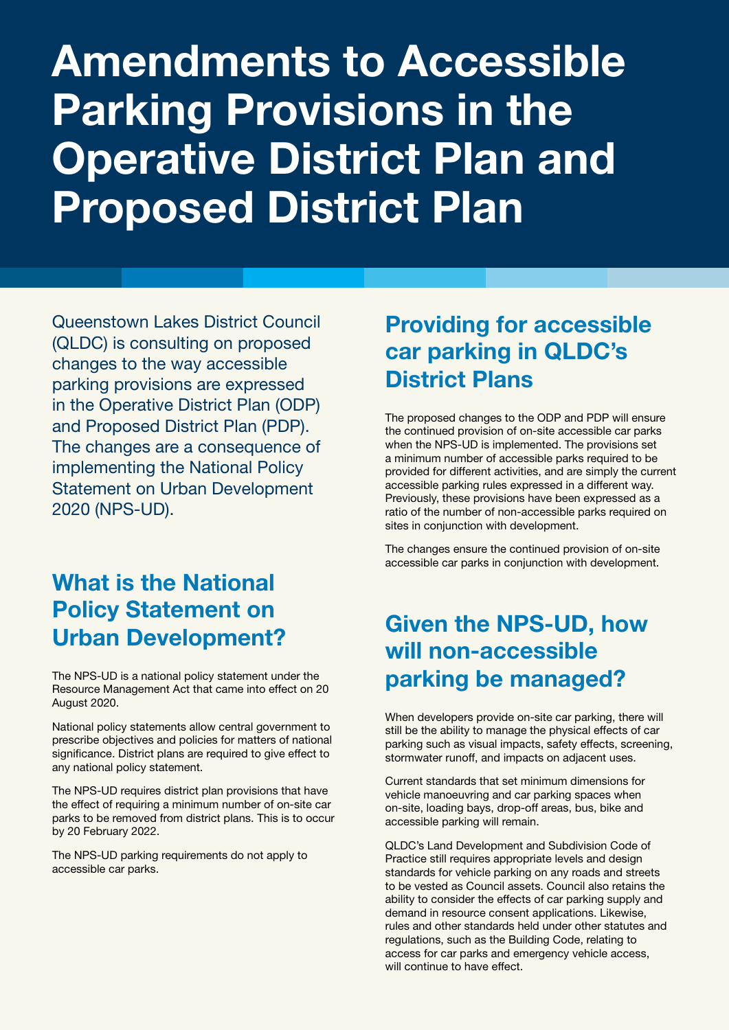# Amendments to Accessible Parking Provisions in the Operative District Plan and Proposed District Plan

Queenstown Lakes District Council (QLDC) is consulting on proposed changes to the way accessible parking provisions are expressed in the Operative District Plan (ODP) and Proposed District Plan (PDP). The changes are a consequence of implementing the National Policy Statement on Urban Development 2020 (NPS-UD).

## What is the National Policy Statement on Urban Development?

The NPS-UD is a national policy statement under the Resource Management Act that came into effect on 20 August 2020.

National policy statements allow central government to prescribe objectives and policies for matters of national significance. District plans are required to give effect to any national policy statement.

The NPS-UD requires district plan provisions that have the effect of requiring a minimum number of on-site car parks to be removed from district plans. This is to occur by 20 February 2022.

The NPS-UD parking requirements do not apply to accessible car parks.

## Providing for accessible car parking in QLDC's District Plans

The proposed changes to the ODP and PDP will ensure the continued provision of on-site accessible car parks when the NPS-UD is implemented. The provisions set a minimum number of accessible parks required to be provided for different activities, and are simply the current accessible parking rules expressed in a different way. Previously, these provisions have been expressed as a ratio of the number of non-accessible parks required on sites in conjunction with development.

The changes ensure the continued provision of on-site accessible car parks in conjunction with development.

## Given the NPS-UD, how will non-accessible parking be managed?

When developers provide on-site car parking, there will still be the ability to manage the physical effects of car parking such as visual impacts, safety effects, screening, stormwater runoff, and impacts on adjacent uses.

Current standards that set minimum dimensions for vehicle manoeuvring and car parking spaces when on-site, loading bays, drop-off areas, bus, bike and accessible parking will remain.

QLDC's Land Development and Subdivision Code of Practice still requires appropriate levels and design standards for vehicle parking on any roads and streets to be vested as Council assets. Council also retains the ability to consider the effects of car parking supply and demand in resource consent applications. Likewise, rules and other standards held under other statutes and regulations, such as the Building Code, relating to access for car parks and emergency vehicle access, will continue to have effect.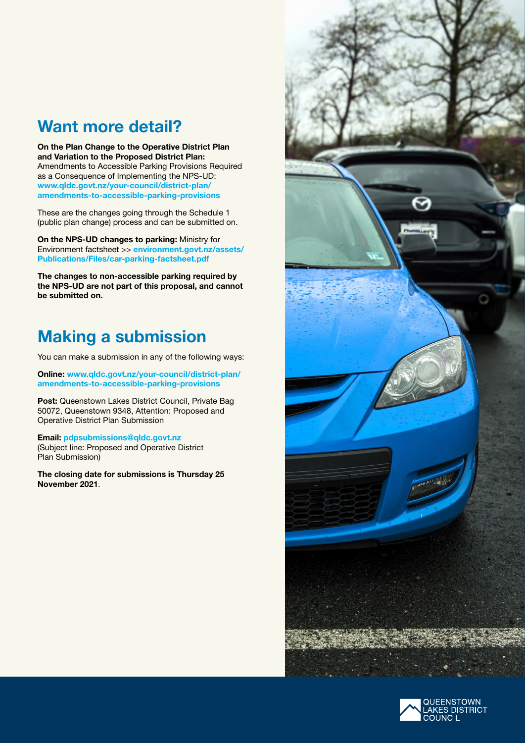## Want more detail?

**On the Plan Change to the Operative District Plan and Variation to the Proposed District Plan:** Amendments to Accessible Parking Provisions Required as a Consequence of Implementing the NPS-UD: **www.qldc.govt.nz/your-council/district-plan/amendments-to-accessible-parking-provisions**

These are the changes going through the Schedule 1 (public plan change) process and can be submitted on.

**On the NPS-UD changes to parking:** Ministry for Environment factsheet >> **environment.govt.nz/assets/Publications/Files/car-parking-factsheet.pdf**

**The changes to non-accessible parking required by the NPS-UD are not part of this proposal, and cannot be submitted on.**

## Making a submission

You can make a submission in any of the following ways:

**Online:** **www.qldc.govt.nz/your-council/district-plan/amendments-to-accessible-parking-provisions**

**Post:** Queenstown Lakes District Council, Private Bag 50072, Queenstown 9348, Attention: Proposed and Operative District Plan Submission

**Email:** **pdpsubmissions@qldc.govt.nz**
(Subject line: Proposed and Operative District Plan Submission)

**The closing date for submissions is Thursday 25 November 2021**.

QUEENSTOWN LAKES DISTRICT COUNCIL